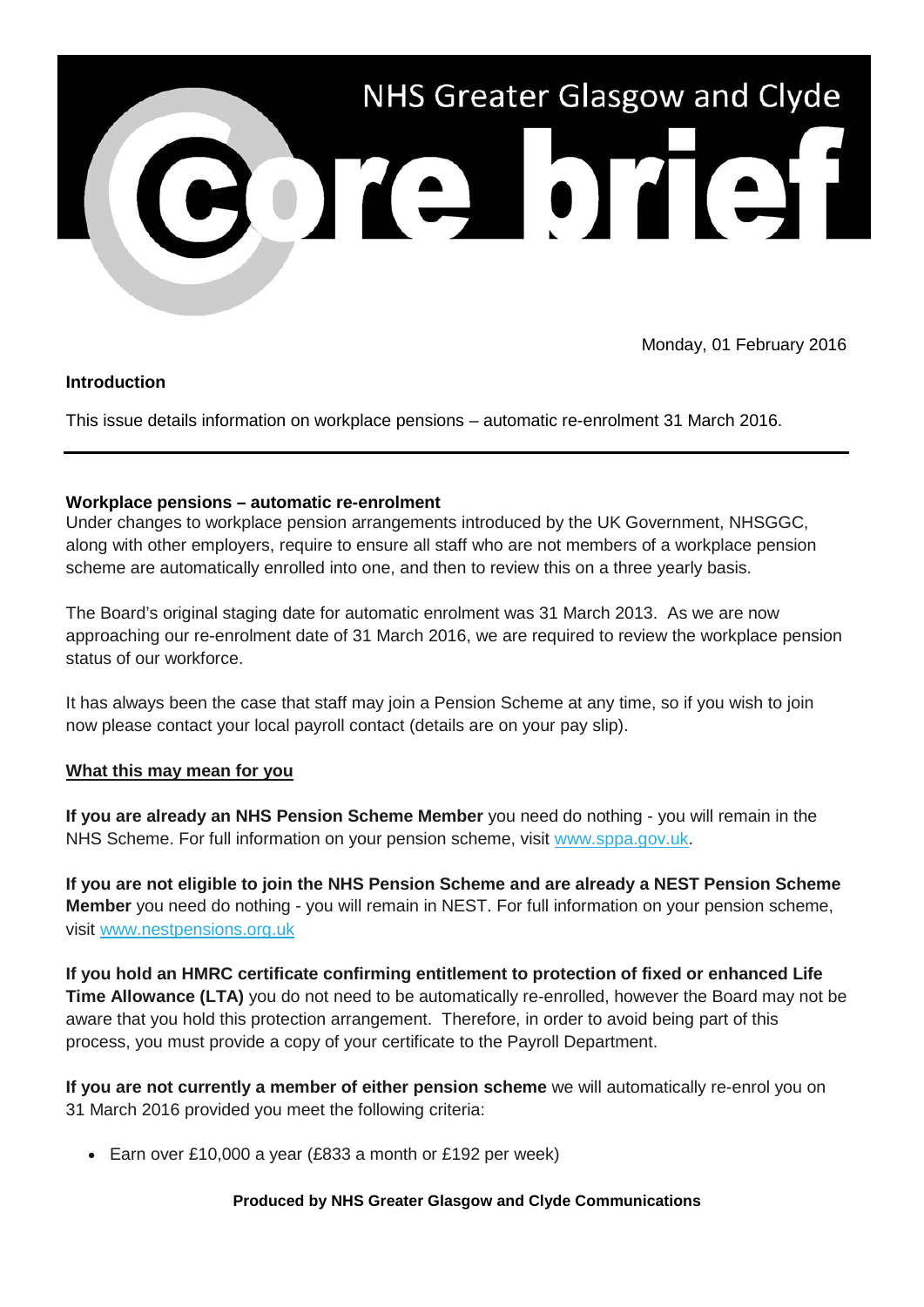# NHS Greater Glasgow and Clyde

# Core brief

Monday, 01 February 2016

**Introduction**

This issue details information on workplace pensions – automatic re-enrolment 31 March 2016.

---

**Workplace pensions – automatic re-enrolment**

Under changes to workplace pension arrangements introduced by the UK Government, NHSGGC, along with other employers, require to ensure all staff who are not members of a workplace pension scheme are automatically enrolled into one, and then to review this on a three yearly basis.

The Board's original staging date for automatic enrolment was 31 March 2013. As we are now approaching our re-enrolment date of 31 March 2016, we are required to review the workplace pension status of our workforce.

It has always been the case that staff may join a Pension Scheme at any time, so if you wish to join now please contact your local payroll contact (details are on your pay slip).

**What this may mean for you**

**If you are already an NHS Pension Scheme Member** you need do nothing - you will remain in the NHS Scheme. For full information on your pension scheme, visit www.sppa.gov.uk.

**If you are not eligible to join the NHS Pension Scheme and are already a NEST Pension Scheme Member** you need do nothing - you will remain in NEST. For full information on your pension scheme, visit www.nestpensions.org.uk

**If you hold an HMRC certificate confirming entitlement to protection of fixed or enhanced Life Time Allowance (LTA)** you do not need to be automatically re-enrolled, however the Board may not be aware that you hold this protection arrangement. Therefore, in order to avoid being part of this process, you must provide a copy of your certificate to the Payroll Department.

**If you are not currently a member of either pension scheme** we will automatically re-enrol you on 31 March 2016 provided you meet the following criteria:

- Earn over £10,000 a year (£833 a month or £192 per week)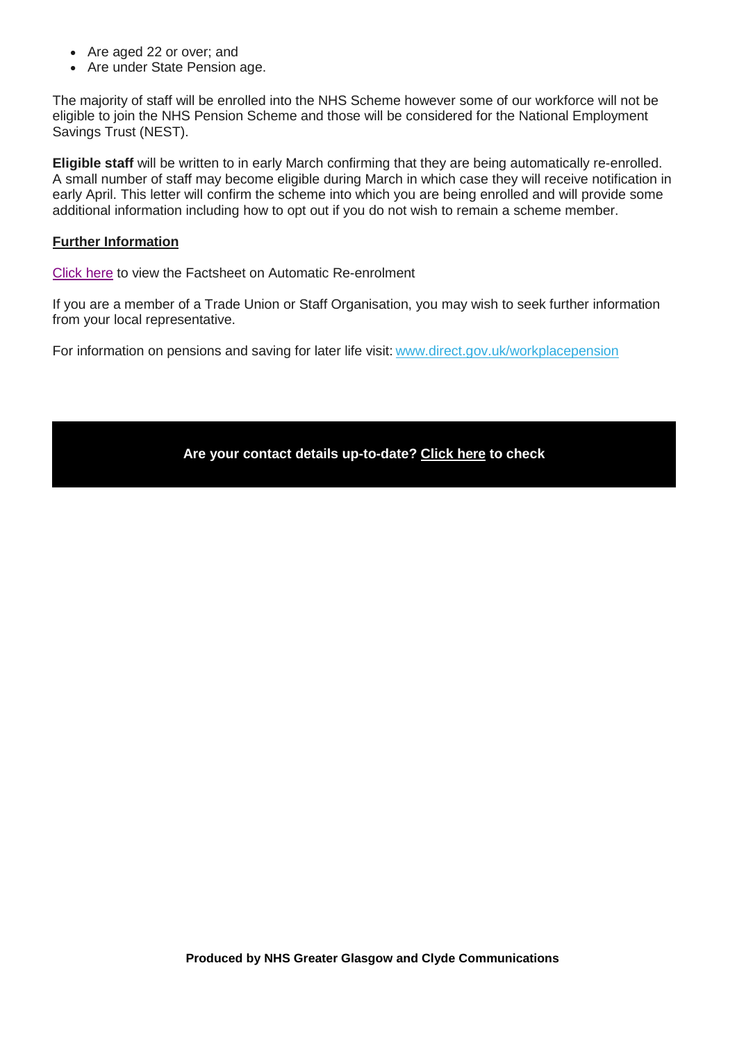- Are aged 22 or over; and
- Are under State Pension age.

The majority of staff will be enrolled into the NHS Scheme however some of our workforce will not be eligible to join the NHS Pension Scheme and those will be considered for the National Employment Savings Trust (NEST).

**Eligible staff** will be written to in early March confirming that they are being automatically re-enrolled. A small number of staff may become eligible during March in which case they will receive notification in early April. This letter will confirm the scheme into which you are being enrolled and will provide some additional information including how to opt out if you do not wish to remain a scheme member.

**Further Information**

Click here to view the Factsheet on Automatic Re-enrolment

If you are a member of a Trade Union or Staff Organisation, you may wish to seek further information from your local representative.

For information on pensions and saving for later life visit: www.direct.gov.uk/workplacepension

**Are your contact details up-to-date? Click here to check**

**Produced by NHS Greater Glasgow and Clyde Communications**